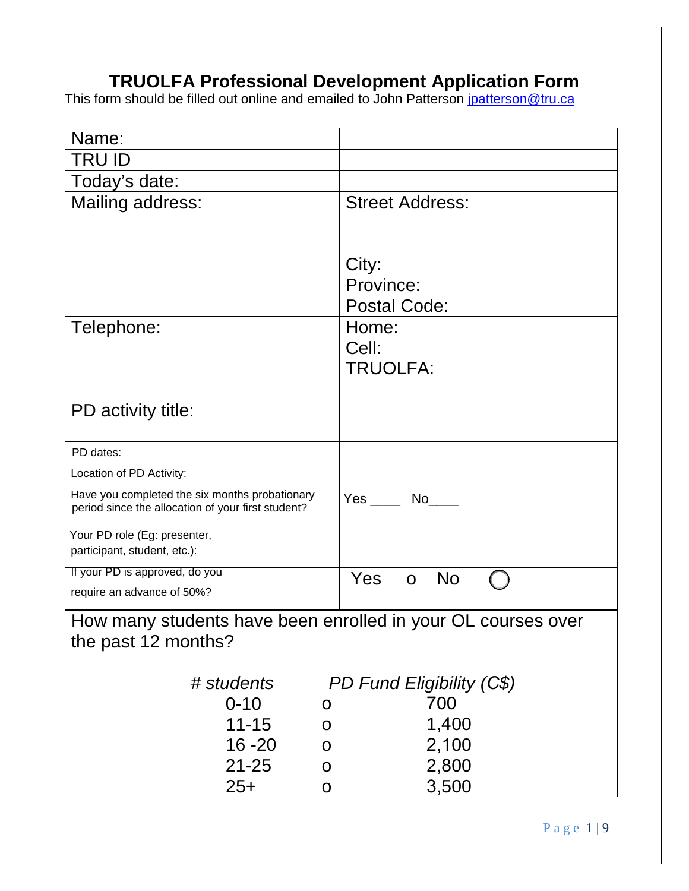# TRUOLFA Professional Development Application Form

This form should be filled out online and emailed to John Patterson jpatterson@tru.ca

| | |
|---|---|
| Name: | |
| TRU ID | |
| Today's date: | |
| Mailing address: | Street Address:<br><br>City:<br>Province:<br>Postal Code: |
| Telephone: | Home:<br>Cell:<br>TRUOLFA: |
| PD activity title: | |
| PD dates:<br>Location of PD Activity: | |
| Have you completed the six months probationary period since the allocation of your first student? | Yes ____ No____ |
| Your PD role (Eg: presenter, participant, student, etc.): | |
| If your PD is approved, do you require an advance of 50%? | Yes o No ◯ |

How many students have been enrolled in your OL courses over the past 12 months?

| *# students* | | *PD Fund Eligibility (C$)* |
|---|---|---|
| 0-10 | o | 700 |
| 11-15 | o | 1,400 |
| 16 -20 | o | 2,100 |
| 21-25 | o | 2,800 |
| 25+ | o | 3,500 |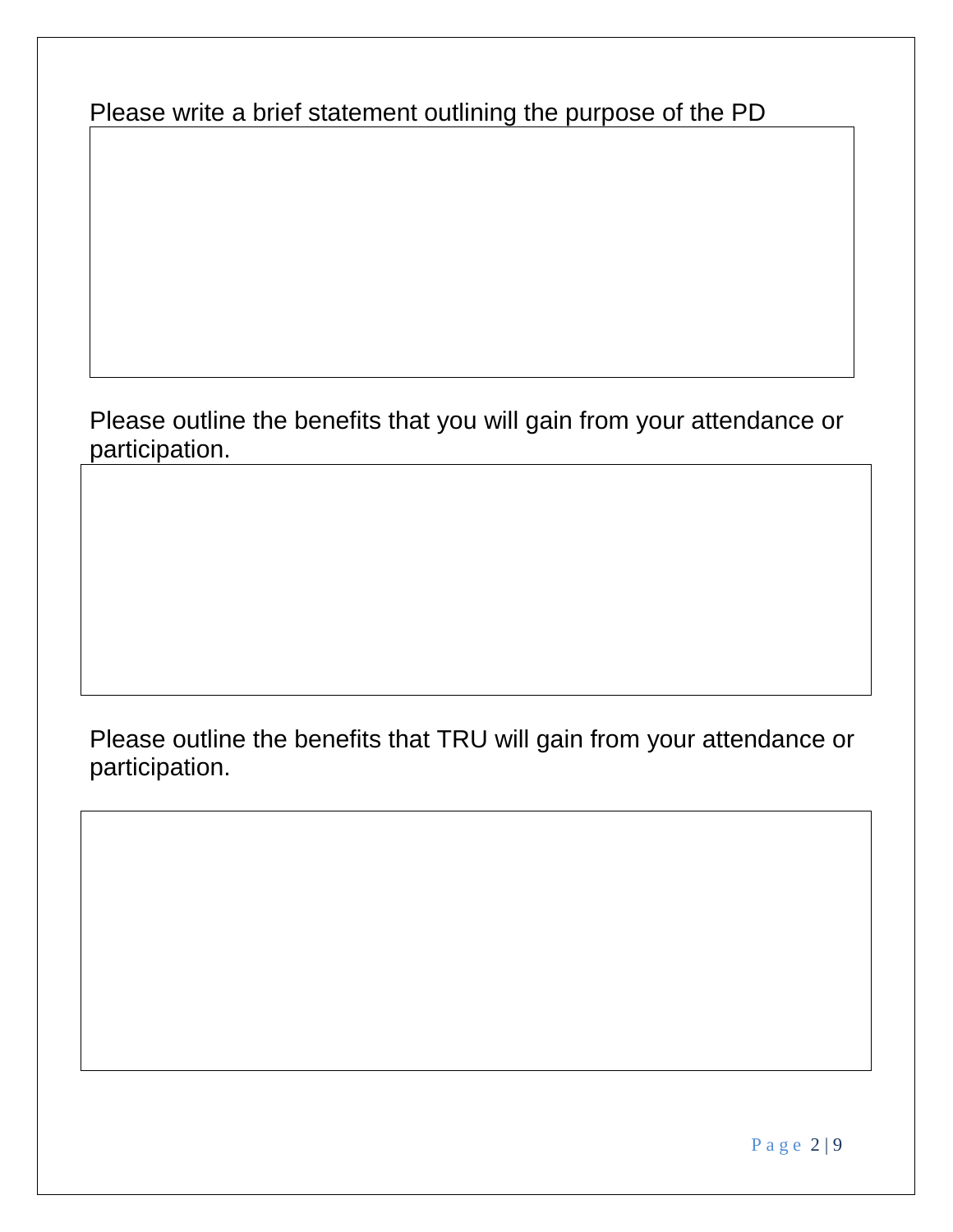Please write a brief statement outlining the purpose of the PD

Please outline the benefits that you will gain from your attendance or participation.

Please outline the benefits that TRU will gain from your attendance or participation.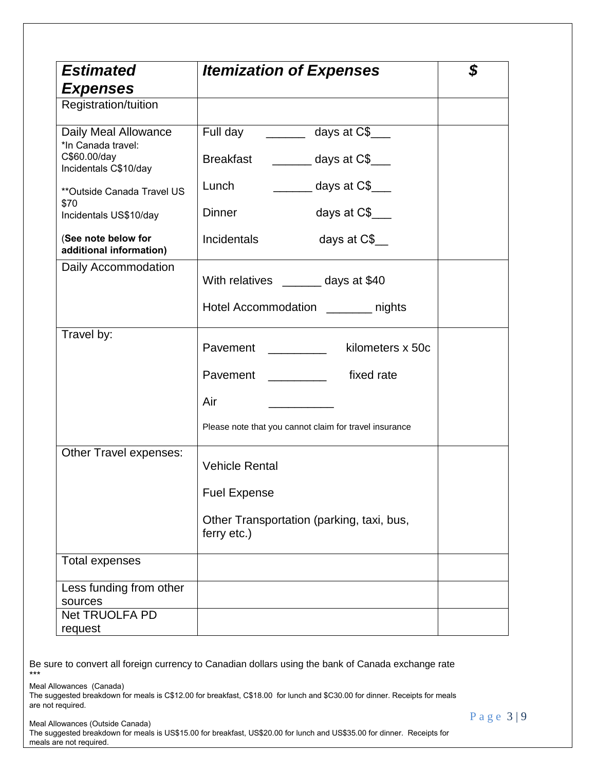| ***Estimated Expenses*** | ***Itemization of Expenses*** | ***$*** |
|---|---|---|
| Registration/tuition | | |
| Daily Meal Allowance<br>*In Canada travel: C$60.00/day<br>Incidentals C$10/day<br><br>**Outside Canada Travel US $70<br>Incidentals US$10/day<br><br>(**See note below for additional information)** | Full day ______ days at C$___<br><br>Breakfast ______ days at C$___<br><br>Lunch ______ days at C$___<br><br>Dinner days at C$___<br><br>Incidentals days at C$__ | |
| Daily Accommodation | With relatives ______ days at $40<br><br>Hotel Accommodation _______ nights | |
| Travel by: | Pavement _________ kilometers x 50c<br><br>Pavement _________ fixed rate<br><br>Air __________<br><br>Please note that you cannot claim for travel insurance | |
| Other Travel expenses: | Vehicle Rental<br><br>Fuel Expense<br><br>Other Transportation (parking, taxi, bus, ferry etc.) | |
| Total expenses | | |
| Less funding from other sources | | |
| Net TRUOLFA PD request | | |

Be sure to convert all foreign currency to Canadian dollars using the bank of Canada exchange rate

***

Meal Allowances (Canada)
The suggested breakdown for meals is C$12.00 for breakfast, C$18.00 for lunch and $C30.00 for dinner. Receipts for meals are not required.

Meal Allowances (Outside Canada)
The suggested breakdown for meals is US$15.00 for breakfast, US$20.00 for lunch and US$35.00 for dinner. Receipts for meals are not required.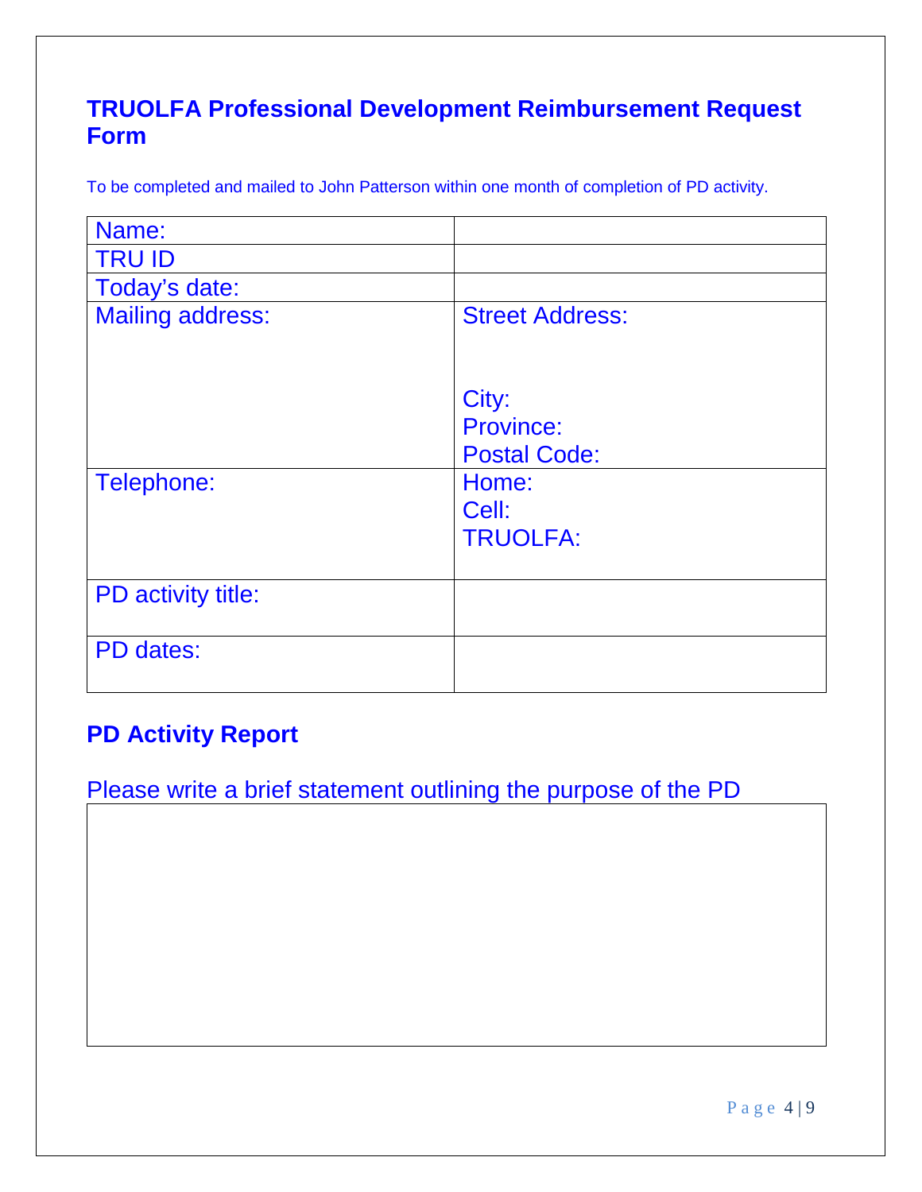## TRUOLFA Professional Development Reimbursement Request Form

To be completed and mailed to John Patterson within one month of completion of PD activity.

| | |
|---|---|
| Name: | |
| TRU ID | |
| Today's date: | |
| Mailing address: | Street Address:<br><br>City:<br>Province:<br>Postal Code: |
| Telephone: | Home:<br>Cell:<br>TRUOLFA: |
| PD activity title: | |
| PD dates: | |

## PD Activity Report

Please write a brief statement outlining the purpose of the PD

| |
|---|
| |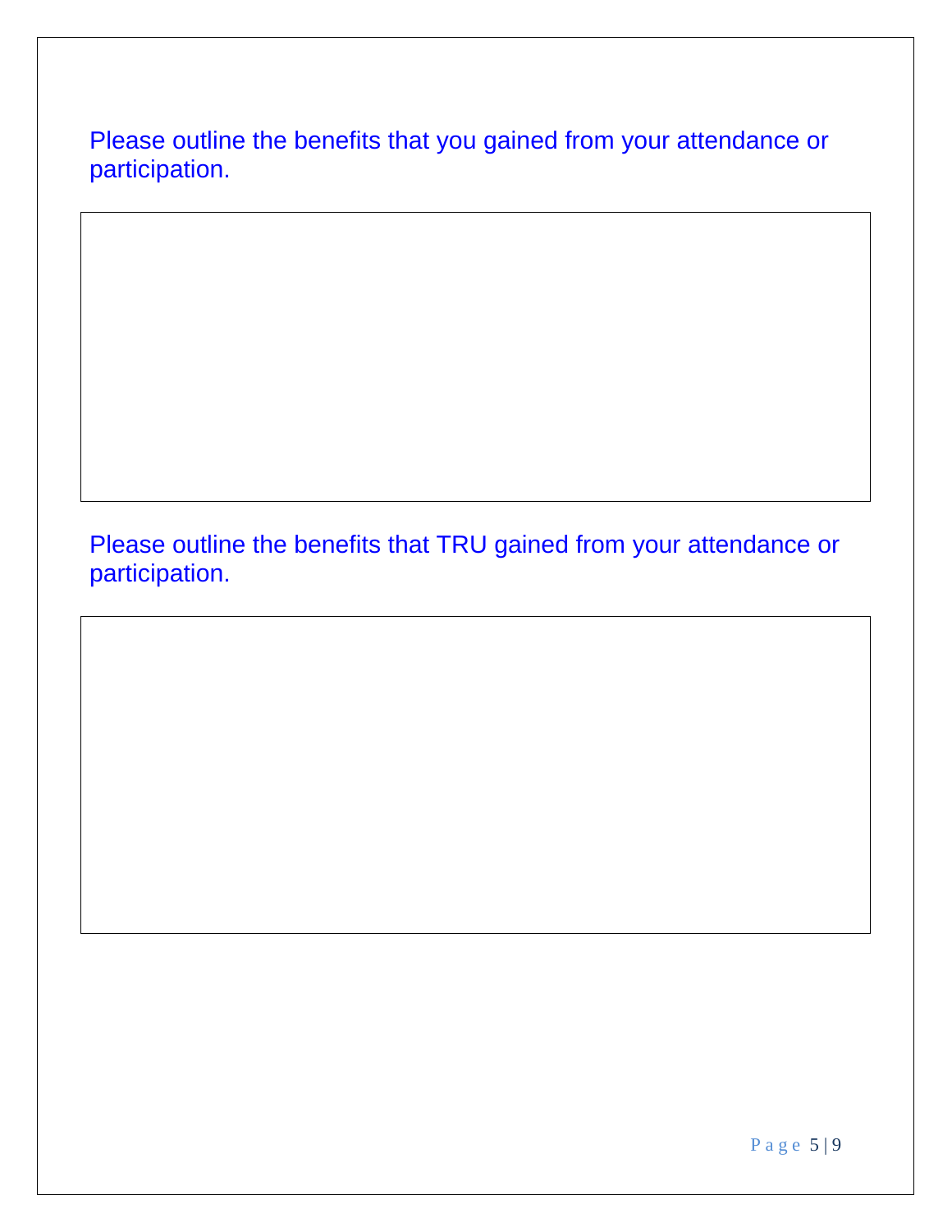Please outline the benefits that you gained from your attendance or participation.

Please outline the benefits that TRU gained from your attendance or participation.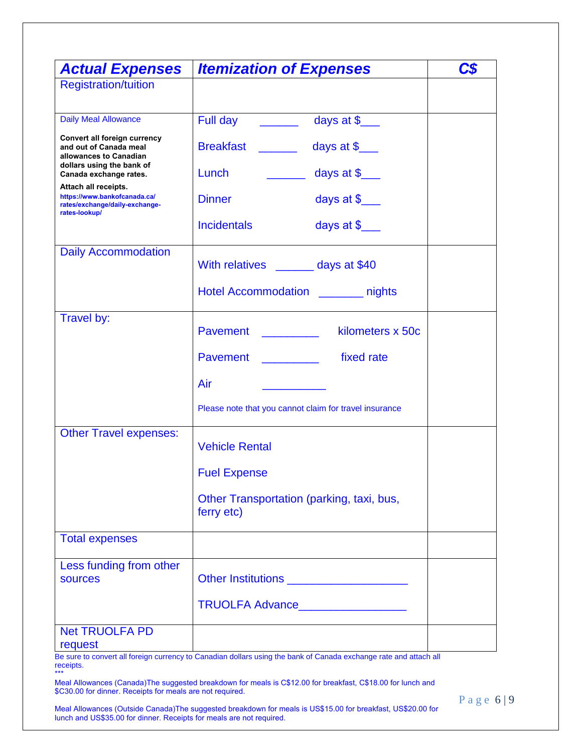| ***Actual Expenses*** | ***Itemization of Expenses*** | ***C$*** |
|---|---|---|
| Registration/tuition | | |
| Daily Meal Allowance<br><br>**Convert all foreign currency and out of Canada meal allowances to Canadian dollars using the bank of Canada exchange rates.**<br><br>**Attach all receipts.**<br>**https://www.bankofcanada.ca/rates/exchange/daily-exchange-rates-lookup/** | Full day ______ days at $___<br><br>Breakfast ______ days at $___<br><br>Lunch ______ days at $___<br><br>Dinner days at $___<br><br>Incidentals days at $___ | |
| Daily Accommodation | With relatives ______ days at $40<br><br>Hotel Accommodation _______ nights | |
| Travel by: | Pavement _________ kilometers x 50c<br><br>Pavement _________ fixed rate<br><br>Air __________<br><br>Please note that you cannot claim for travel insurance | |
| Other Travel expenses: | Vehicle Rental<br><br>Fuel Expense<br><br>Other Transportation (parking, taxi, bus, ferry etc) | |
| Total expenses | | |
| Less funding from other sources | Other Institutions __________________<br><br>TRUOLFA Advance________________ | |
| Net TRUOLFA PD request | | |

Be sure to convert all foreign currency to Canadian dollars using the bank of Canada exchange rate and attach all receipts.

***

Meal Allowances (Canada)The suggested breakdown for meals is C$12.00 for breakfast, C$18.00 for lunch and $C30.00 for dinner. Receipts for meals are not required.

Meal Allowances (Outside Canada)The suggested breakdown for meals is US$15.00 for breakfast, US$20.00 for lunch and US$35.00 for dinner. Receipts for meals are not required.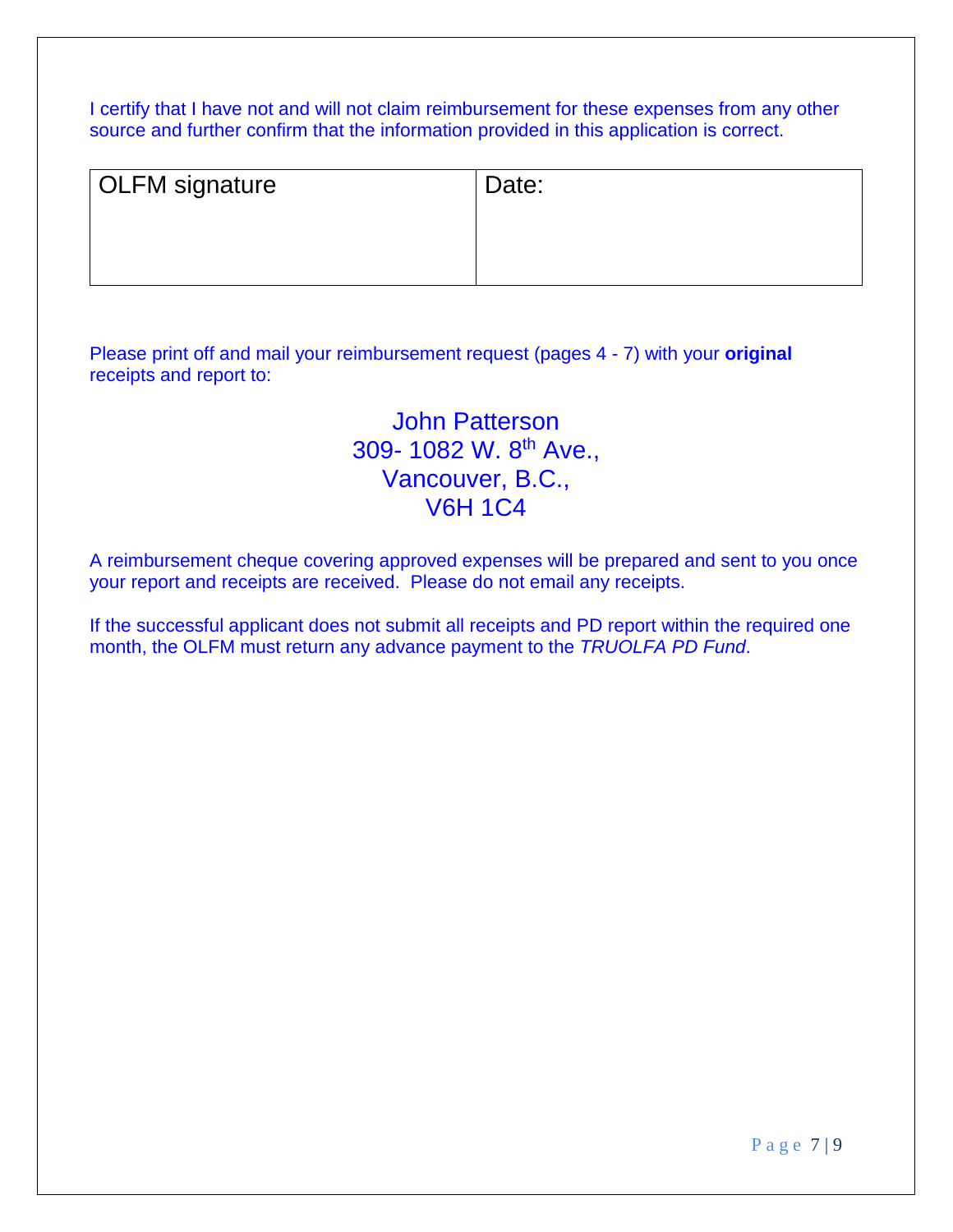I certify that I have not and will not claim reimbursement for these expenses from any other source and further confirm that the information provided in this application is correct.

| OLFM signature | Date: |
|---|---|
| | |

Please print off and mail your reimbursement request (pages 4 - 7) with your **original** receipts and report to:

John Patterson
309- 1082 W. 8th Ave.,
Vancouver, B.C.,
V6H 1C4

A reimbursement cheque covering approved expenses will be prepared and sent to you once your report and receipts are received. Please do not email any receipts.

If the successful applicant does not submit all receipts and PD report within the required one month, the OLFM must return any advance payment to the *TRUOLFA PD Fund*.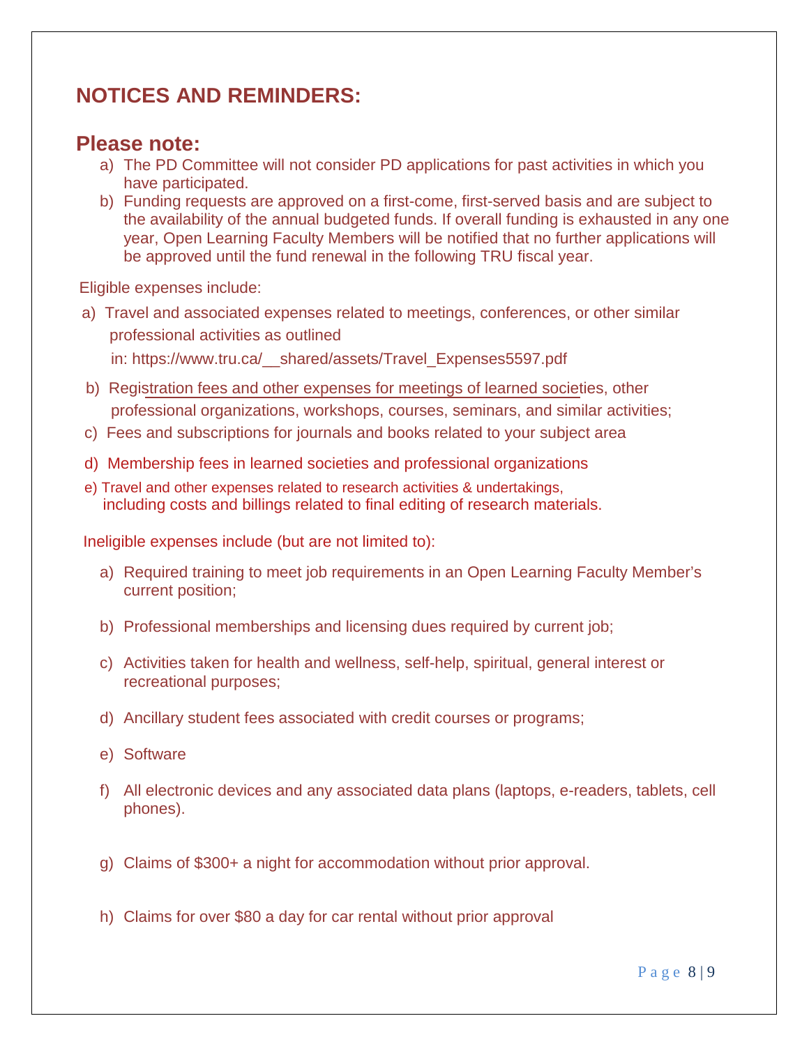## NOTICES AND REMINDERS:

### Please note:

a) The PD Committee will not consider PD applications for past activities in which you have participated.
b) Funding requests are approved on a first-come, first-served basis and are subject to the availability of the annual budgeted funds. If overall funding is exhausted in any one year, Open Learning Faculty Members will be notified that no further applications will be approved until the fund renewal in the following TRU fiscal year.

Eligible expenses include:

a) Travel and associated expenses related to meetings, conferences, or other similar professional activities as outlined in: https://www.tru.ca/__shared/assets/Travel_Expenses5597.pdf
b) Registration fees and other expenses for meetings of learned societies, other professional organizations, workshops, courses, seminars, and similar activities;
c) Fees and subscriptions for journals and books related to your subject area
d) Membership fees in learned societies and professional organizations
e) Travel and other expenses related to research activities & undertakings, including costs and billings related to final editing of research materials.

Ineligible expenses include (but are not limited to):

a) Required training to meet job requirements in an Open Learning Faculty Member's current position;
b) Professional memberships and licensing dues required by current job;
c) Activities taken for health and wellness, self-help, spiritual, general interest or recreational purposes;
d) Ancillary student fees associated with credit courses or programs;
e) Software
f) All electronic devices and any associated data plans (laptops, e-readers, tablets, cell phones).
g) Claims of $300+ a night for accommodation without prior approval.
h) Claims for over $80 a day for car rental without prior approval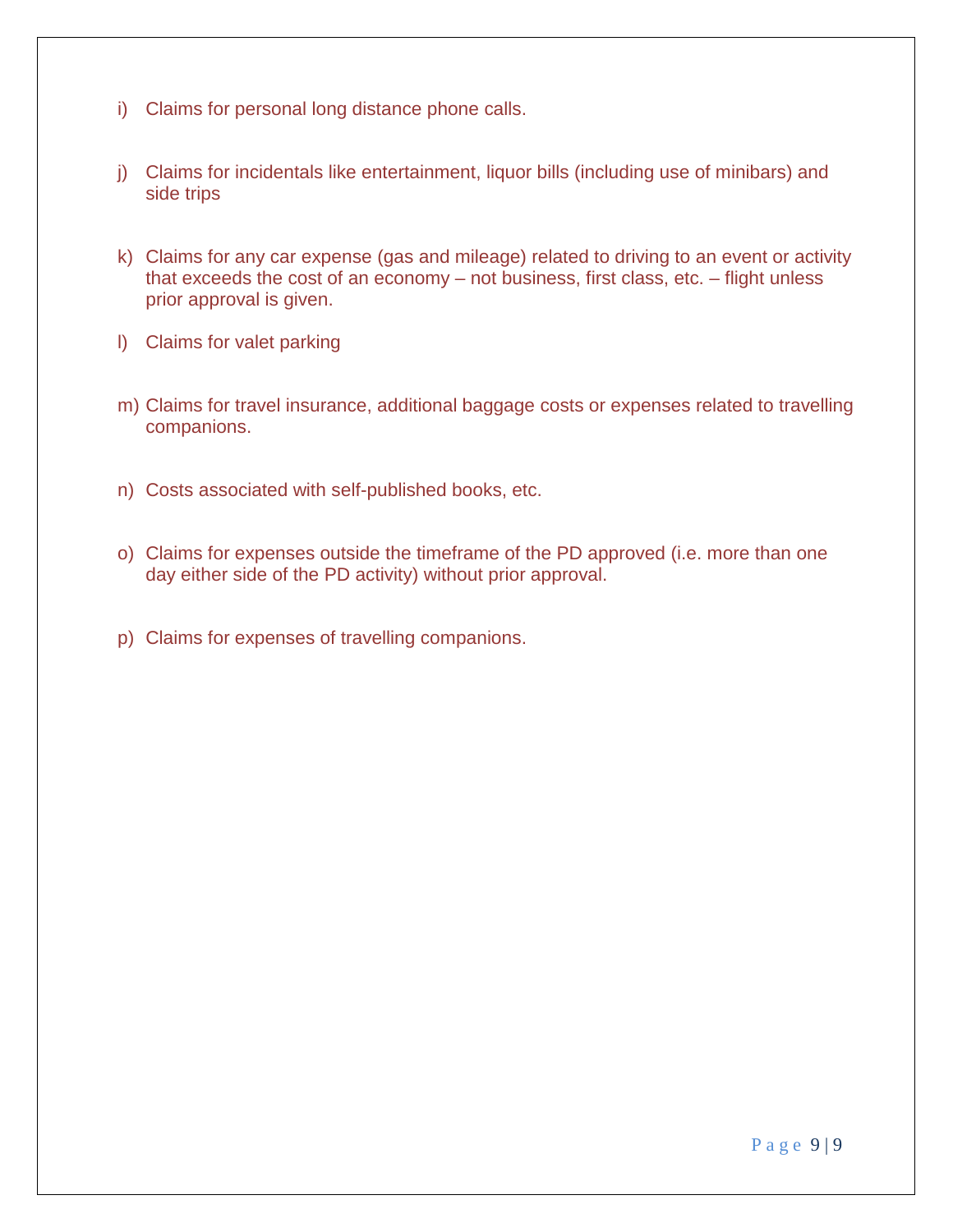i) Claims for personal long distance phone calls.

j) Claims for incidentals like entertainment, liquor bills (including use of minibars) and side trips

k) Claims for any car expense (gas and mileage) related to driving to an event or activity that exceeds the cost of an economy – not business, first class, etc. – flight unless prior approval is given.

l) Claims for valet parking

m) Claims for travel insurance, additional baggage costs or expenses related to travelling companions.

n) Costs associated with self-published books, etc.

o) Claims for expenses outside the timeframe of the PD approved (i.e. more than one day either side of the PD activity) without prior approval.

p) Claims for expenses of travelling companions.